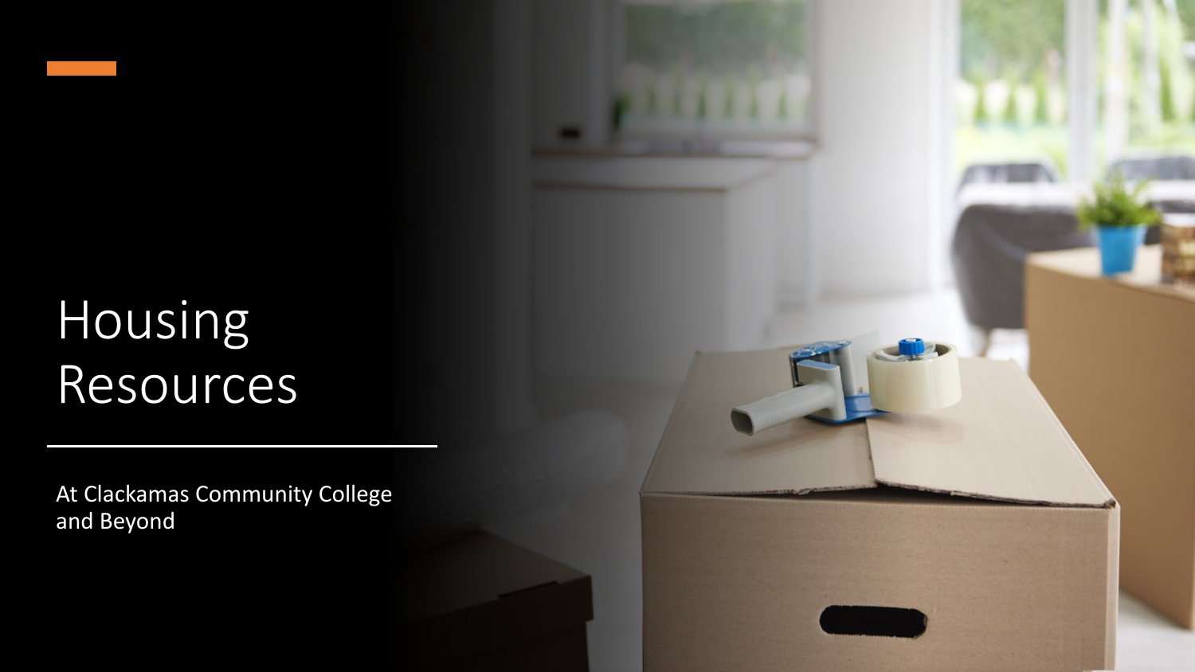# Housing Resources

At Clackamas Community College and Beyond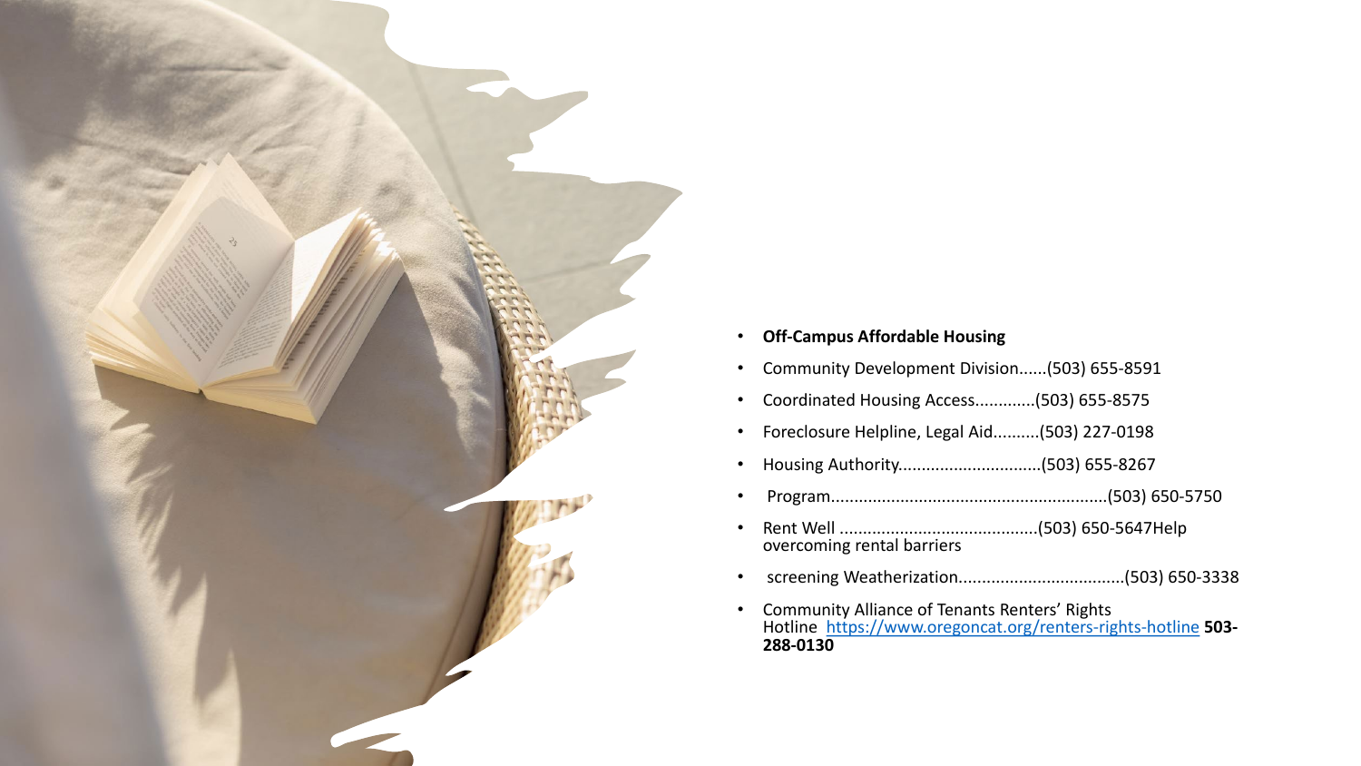- **Off-Campus Affordable Housing**
- Community Development Division......(503) 655-8591
- Coordinated Housing Access............(503) 655-8575
- Foreclosure Helpline, Legal Aid.........(503) 227-0198
- Housing Authority..............................(503) 655-8267
- Program...........................................................(503) 650-5750
- Rent Well ..........................................(503) 650-5647Help overcoming rental barriers
- screening Weatherization...................................(503) 650-3338
- Community Alliance of Tenants Renters' Rights Hotline https://www.oregoncat.org/renters-rights-hotline **503-288-0130**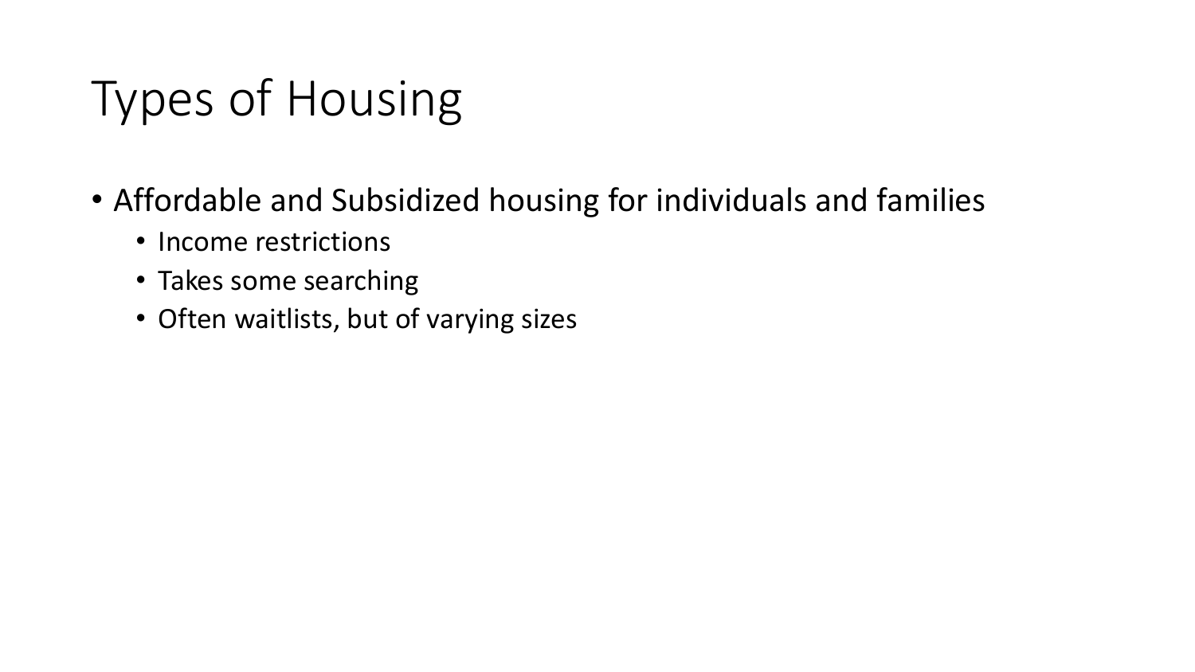# Types of Housing

- Affordable and Subsidized housing for individuals and families
  - Income restrictions
  - Takes some searching
  - Often waitlists, but of varying sizes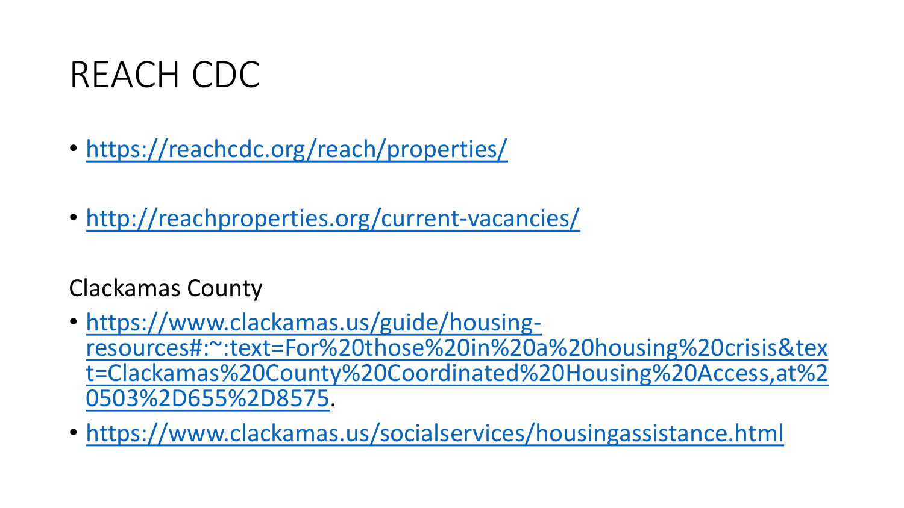# REACH CDC

- https://reachcdc.org/reach/properties/

- http://reachproperties.org/current-vacancies/

Clackamas County

- https://www.clackamas.us/guide/housing-resources#:~:text=For%20those%20in%20a%20housing%20crisis&text=Clackamas%20County%20Coordinated%20Housing%20Access,at%20503%2D655%2D8575.
- https://www.clackamas.us/socialservices/housingassistance.html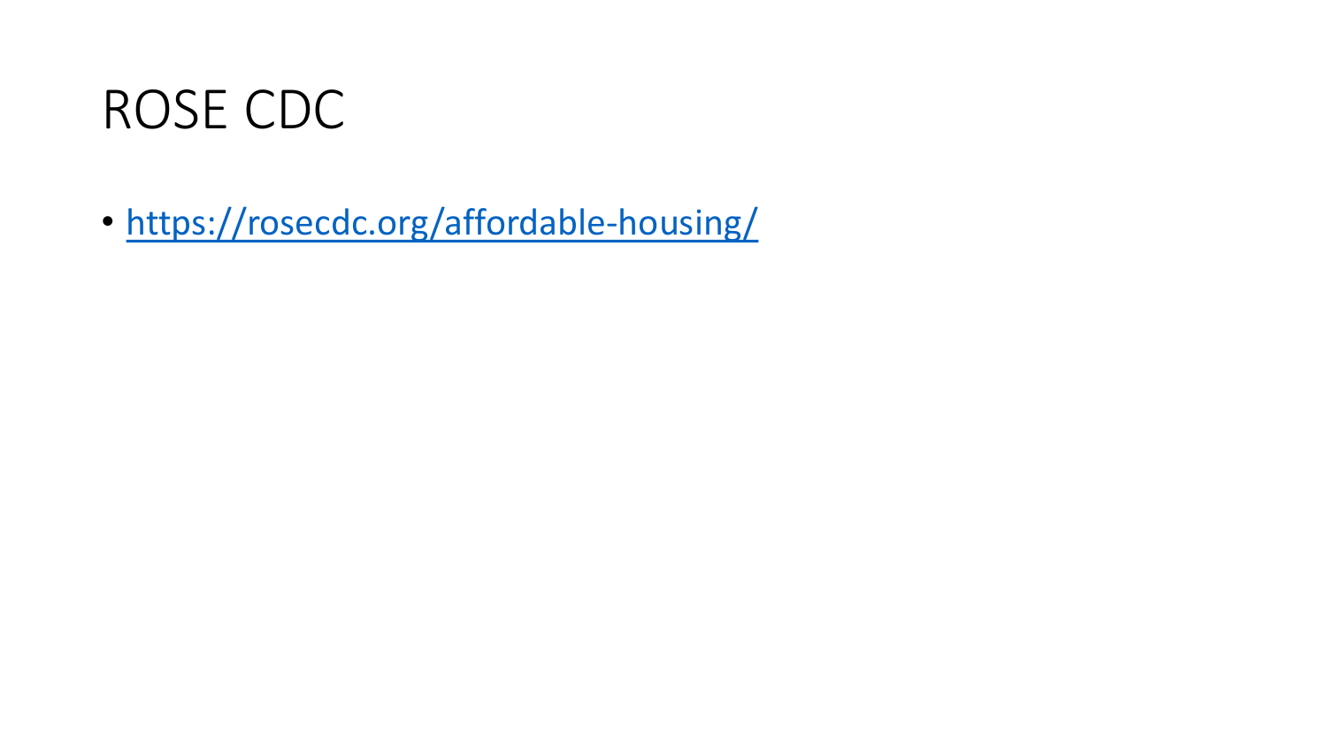# ROSE CDC

- https://rosecdc.org/affordable-housing/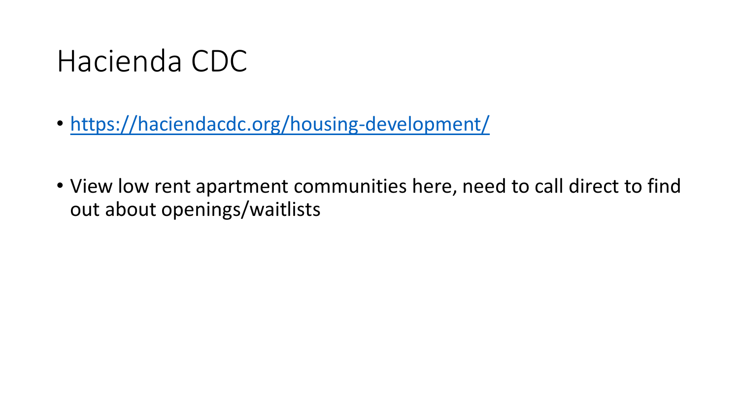# Hacienda CDC

- https://haciendacdc.org/housing-development/

- View low rent apartment communities here, need to call direct to find out about openings/waitlists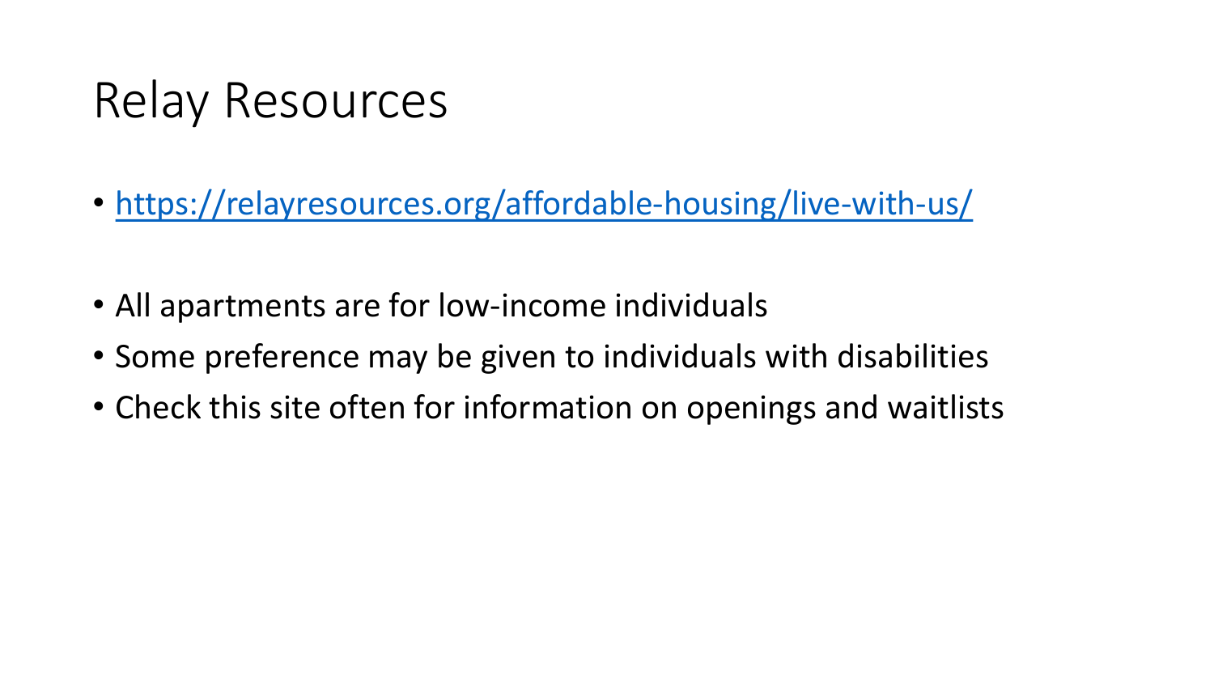# Relay Resources

- https://relayresources.org/affordable-housing/live-with-us/

- All apartments are for low-income individuals
- Some preference may be given to individuals with disabilities
- Check this site often for information on openings and waitlists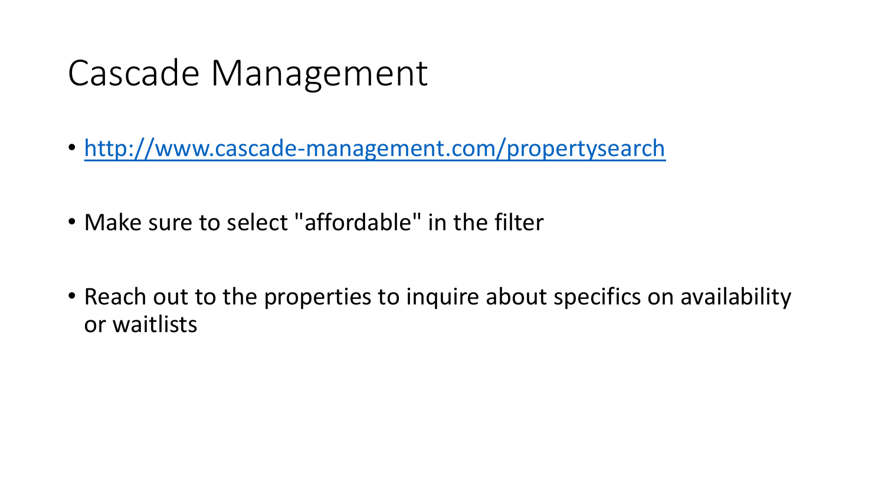# Cascade Management

- http://www.cascade-management.com/propertysearch
- Make sure to select "affordable" in the filter
- Reach out to the properties to inquire about specifics on availability or waitlists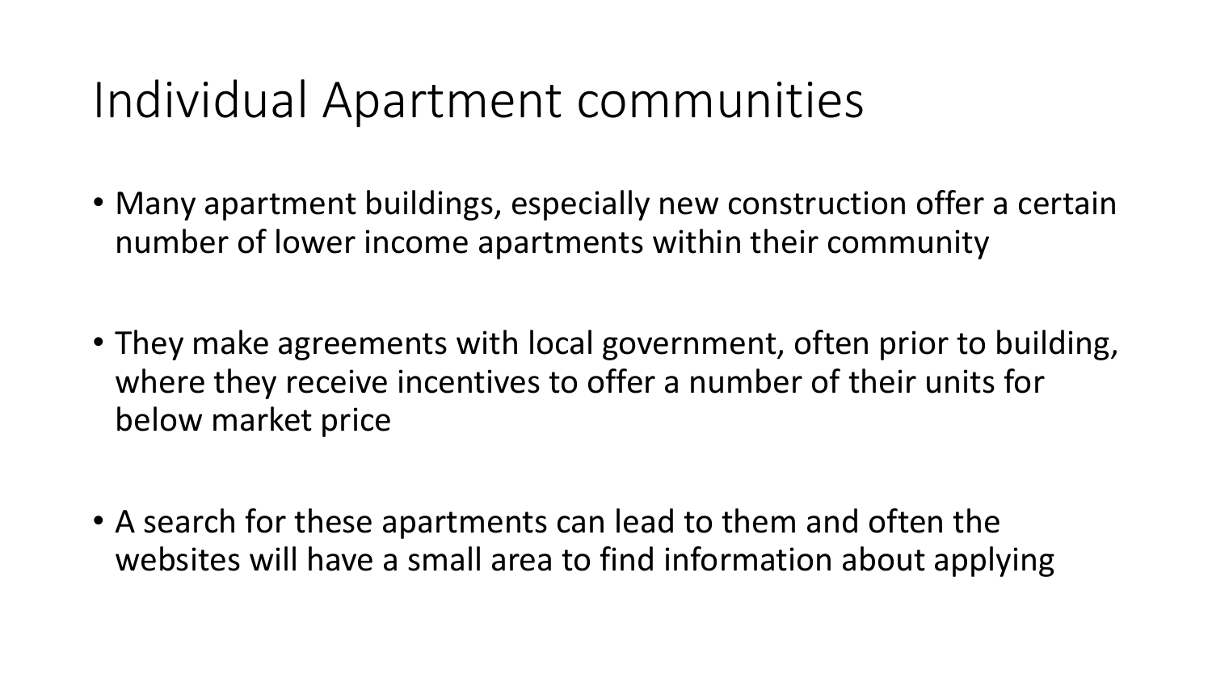# Individual Apartment communities

- Many apartment buildings, especially new construction offer a certain number of lower income apartments within their community

- They make agreements with local government, often prior to building, where they receive incentives to offer a number of their units for below market price

- A search for these apartments can lead to them and often the websites will have a small area to find information about applying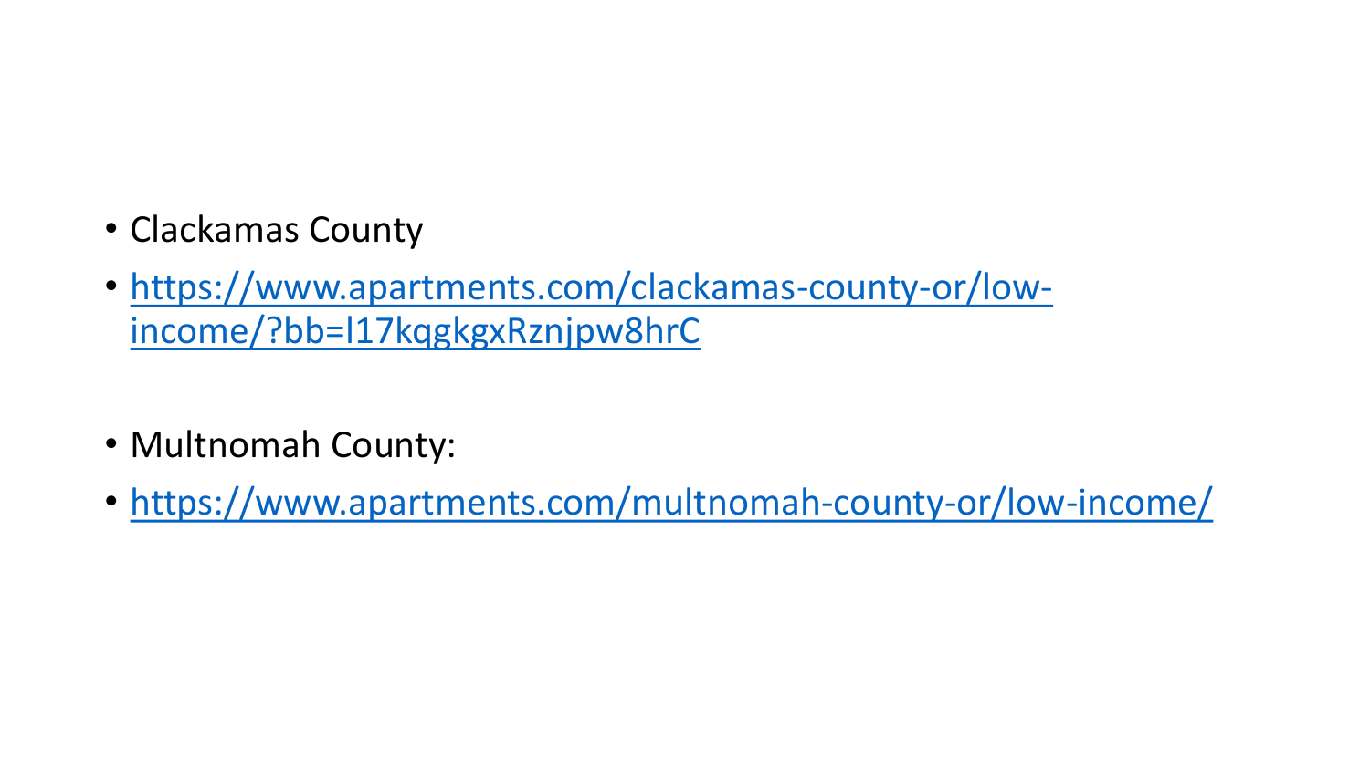- Clackamas County
- https://www.apartments.com/clackamas-county-or/low-income/?bb=l17kqgkgxRznjpw8hrC

- Multnomah County:
- https://www.apartments.com/multnomah-county-or/low-income/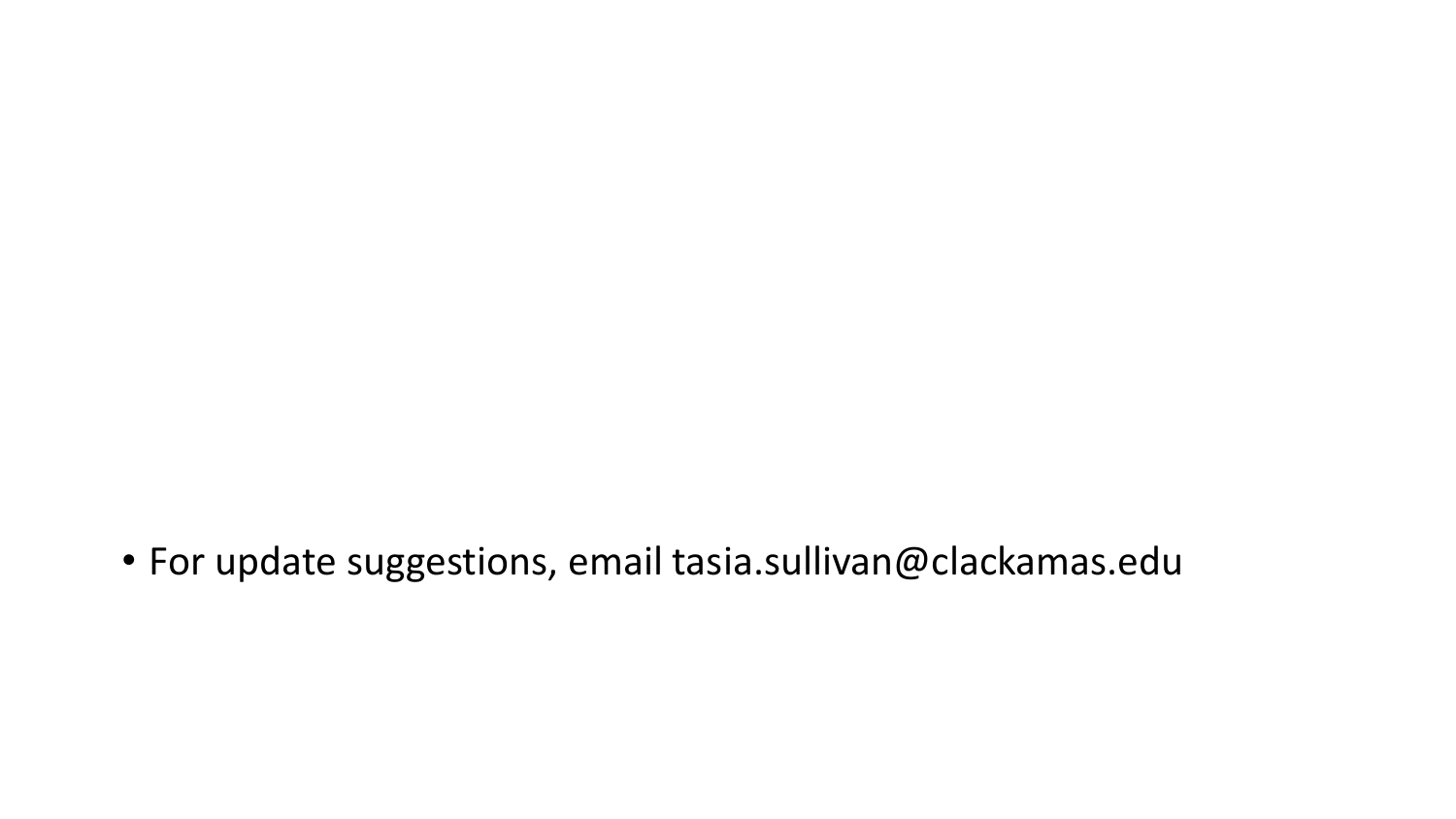- For update suggestions, email tasia.sullivan@clackamas.edu